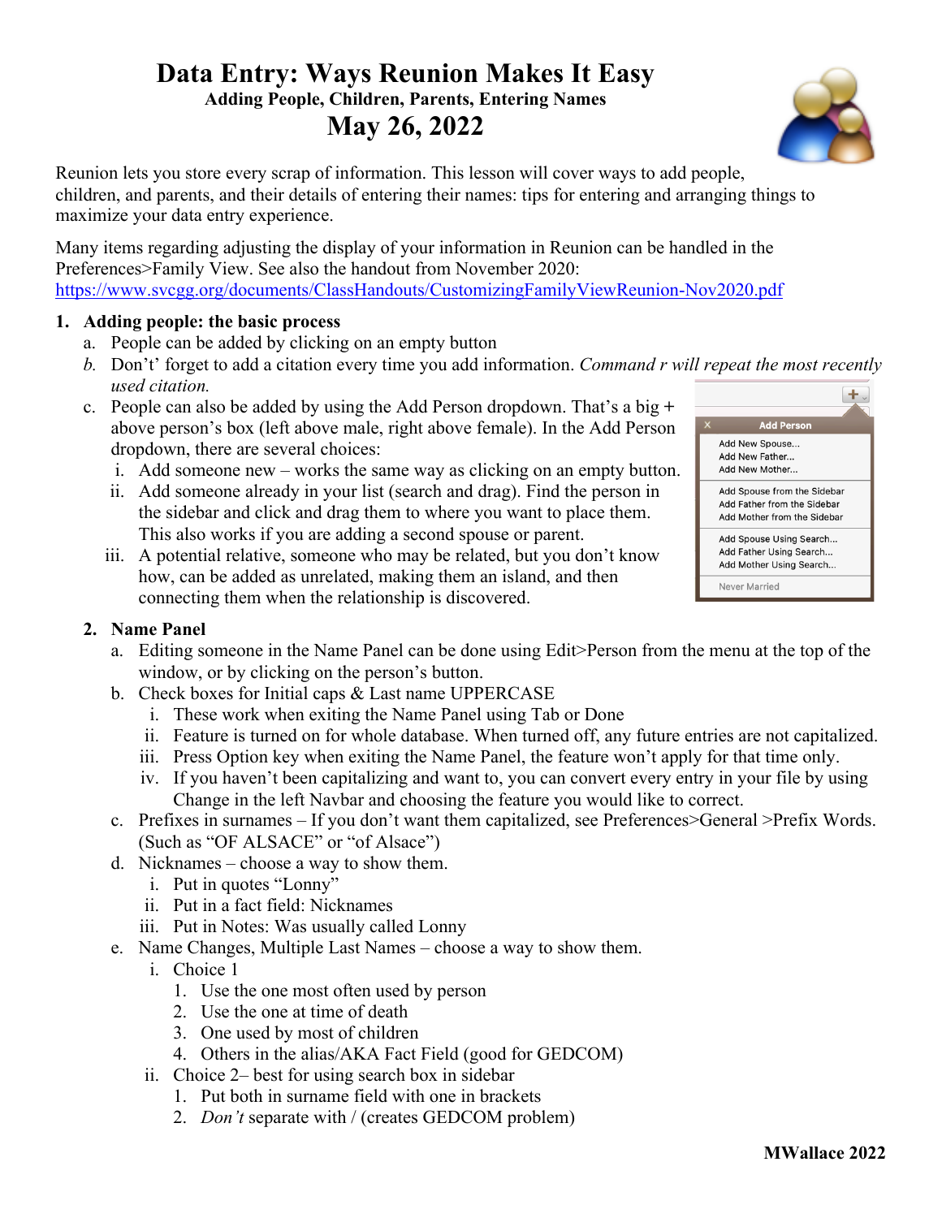# Data Entry: Ways Reunion Makes It Easy

### Adding People, Children, Parents, Entering Names

## May 26, 2022

Reunion lets you store every scrap of information. This lesson will cover ways to add people, children, and parents, and their details of entering their names: tips for entering and arranging things to maximize your data entry experience.

Many items regarding adjusting the display of your information in Reunion can be handled in the Preferences>Family View. See also the handout from November 2020: https://www.svcgg.org/documents/ClassHandouts/CustomizingFamilyViewReunion-Nov2020.pdf

1. **Adding people: the basic process**
   a. People can be added by clicking on an empty button
   b. Don't' forget to add a citation every time you add information. *Command r will repeat the most recently used citation.*
   c. People can also be added by using the Add Person dropdown. That's a big + above person's box (left above male, right above female). In the Add Person dropdown, there are several choices:
      i. Add someone new – works the same way as clicking on an empty button.
      ii. Add someone already in your list (search and drag). Find the person in the sidebar and click and drag them to where you want to place them. This also works if you are adding a second spouse or parent.
      iii. A potential relative, someone who may be related, but you don't know how, can be added as unrelated, making them an island, and then connecting them when the relationship is discovered.

   Add Person
   - Add New Spouse...
   - Add New Father...
   - Add New Mother...
   - Add Spouse from the Sidebar
   - Add Father from the Sidebar
   - Add Mother from the Sidebar
   - Add Spouse Using Search...
   - Add Father Using Search...
   - Add Mother Using Search...
   - Never Married

2. **Name Panel**
   a. Editing someone in the Name Panel can be done using Edit>Person from the menu at the top of the window, or by clicking on the person's button.
   b. Check boxes for Initial caps & Last name UPPERCASE
      i. These work when exiting the Name Panel using Tab or Done
      ii. Feature is turned on for whole database. When turned off, any future entries are not capitalized.
      iii. Press Option key when exiting the Name Panel, the feature won't apply for that time only.
      iv. If you haven't been capitalizing and want to, you can convert every entry in your file by using Change in the left Navbar and choosing the feature you would like to correct.
   c. Prefixes in surnames – If you don't want them capitalized, see Preferences>General >Prefix Words. (Such as "OF ALSACE" or "of Alsace")
   d. Nicknames – choose a way to show them.
      i. Put in quotes "Lonny"
      ii. Put in a fact field: Nicknames
      iii. Put in Notes: Was usually called Lonny
   e. Name Changes, Multiple Last Names – choose a way to show them.
      i. Choice 1
         1. Use the one most often used by person
         2. Use the one at time of death
         3. One used by most of children
         4. Others in the alias/AKA Fact Field (good for GEDCOM)
      ii. Choice 2– best for using search box in sidebar
         1. Put both in surname field with one in brackets
         2. *Don't* separate with / (creates GEDCOM problem)

MWallace 2022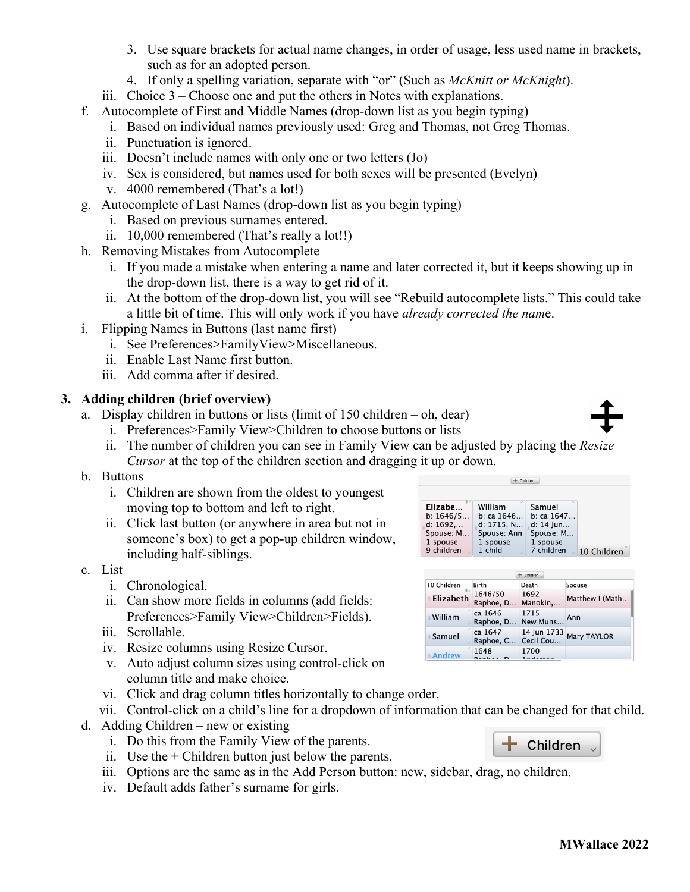3. Use square brackets for actual name changes, in order of usage, less used name in brackets, such as for an adopted person.
4. If only a spelling variation, separate with "or" (Such as *McKnitt or McKnight*).

iii. Choice 3 – Choose one and put the others in Notes with explanations.

f. Autocomplete of First and Middle Names (drop-down list as you begin typing)
   i. Based on individual names previously used: Greg and Thomas, not Greg Thomas.
   ii. Punctuation is ignored.
   iii. Doesn't include names with only one or two letters (Jo)
   iv. Sex is considered, but names used for both sexes will be presented (Evelyn)
   v. 4000 remembered (That's a lot!)

g. Autocomplete of Last Names (drop-down list as you begin typing)
   i. Based on previous surnames entered.
   ii. 10,000 remembered (That's really a lot!!)

h. Removing Mistakes from Autocomplete
   i. If you made a mistake when entering a name and later corrected it, but it keeps showing up in the drop-down list, there is a way to get rid of it.
   ii. At the bottom of the drop-down list, you will see "Rebuild autocomplete lists." This could take a little bit of time. This will only work if you have *already corrected the nam*e.

i. Flipping Names in Buttons (last name first)
   i. See Preferences>FamilyView>Miscellaneous.
   ii. Enable Last Name first button.
   iii. Add comma after if desired.

## 3. Adding children (brief overview)

a. Display children in buttons or lists (limit of 150 children – oh, dear)
   i. Preferences>Family View>Children to choose buttons or lists
   ii. The number of children you can see in Family View can be adjusted by placing the *Resize Cursor* at the top of the children section and dragging it up or down.

b. Buttons
   i. Children are shown from the oldest to youngest moving top to bottom and left to right.
   ii. Click last button (or anywhere in area but not in someone's box) to get a pop-up children window, including half-siblings.

c. List
   i. Chronological.
   ii. Can show more fields in columns (add fields: Preferences>Family View>Children>Fields).
   iii. Scrollable.
   iv. Resize columns using Resize Cursor.
   v. Auto adjust column sizes using control-click on column title and make choice.
   vi. Click and drag column titles horizontally to change order.
   vii. Control-click on a child's line for a dropdown of information that can be changed for that child.

d. Adding Children – new or existing
   i. Do this from the Family View of the parents.
   ii. Use the + Children button just below the parents.
   iii. Options are the same as in the Add Person button: new, sidebar, drag, no children.
   iv. Default adds father's surname for girls.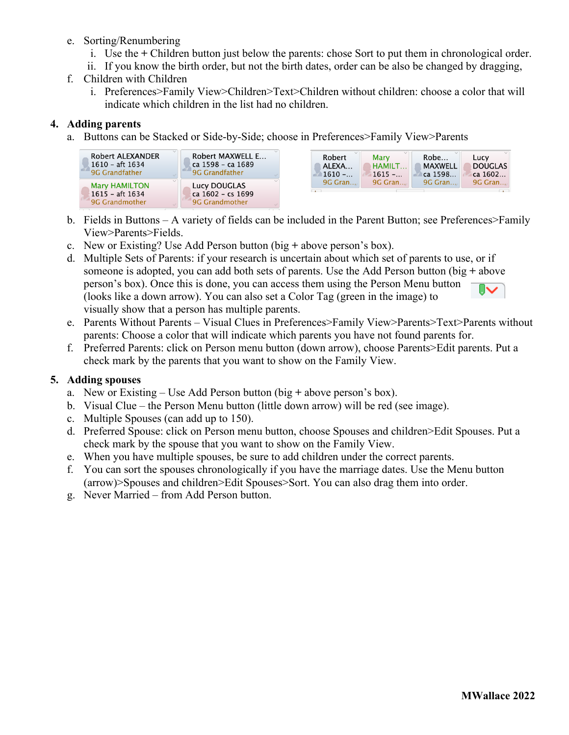e. Sorting/Renumbering
    i. Use the + Children button just below the parents: chose Sort to put them in chronological order.
    ii. If you know the birth order, but not the birth dates, order can be also be changed by dragging,
f. Children with Children
    i. Preferences>Family View>Children>Text>Children without children: choose a color that will indicate which children in the list had no children.

4. **Adding parents**
    a. Buttons can be Stacked or Side-by-Side; choose in Preferences>Family View>Parents

Robert ALEXANDER
1610 – aft 1634
9G Grandfather

Robert MAXWELL E...
ca 1598 – ca 1689
9G Grandfather

Mary HAMILTON
1615 – aft 1634
9G Grandmother

Lucy DOUGLAS
ca 1602 – cs 1699
9G Grandmother

Robert ALEXA... 1610 –... 9G Gran...

Mary HAMILT... 1615 –... 9G Gran...

Robe... MAXWELL ca 1598... 9G Gran...

Lucy DOUGLAS ca 1602... 9G Gran...

    b. Fields in Buttons – A variety of fields can be included in the Parent Button; see Preferences>Family View>Parents>Fields.
    c. New or Existing? Use Add Person button (big + above person's box).
    d. Multiple Sets of Parents: if your research is uncertain about which set of parents to use, or if someone is adopted, you can add both sets of parents. Use the Add Person button (big + above person's box). Once this is done, you can access them using the Person Menu button (looks like a down arrow). You can also set a Color Tag (green in the image) to visually show that a person has multiple parents.
    e. Parents Without Parents – Visual Clues in Preferences>Family View>Parents>Text>Parents without parents: Choose a color that will indicate which parents you have not found parents for.
    f. Preferred Parents: click on Person menu button (down arrow), choose Parents>Edit parents. Put a check mark by the parents that you want to show on the Family View.

5. **Adding spouses**
    a. New or Existing – Use Add Person button (big + above person's box).
    b. Visual Clue – the Person Menu button (little down arrow) will be red (see image).
    c. Multiple Spouses (can add up to 150).
    d. Preferred Spouse: click on Person menu button, choose Spouses and children>Edit Spouses. Put a check mark by the spouse that you want to show on the Family View.
    e. When you have multiple spouses, be sure to add children under the correct parents.
    f. You can sort the spouses chronologically if you have the marriage dates. Use the Menu button (arrow)>Spouses and children>Edit Spouses>Sort. You can also drag them into order.
    g. Never Married – from Add Person button.

**MWallace 2022**